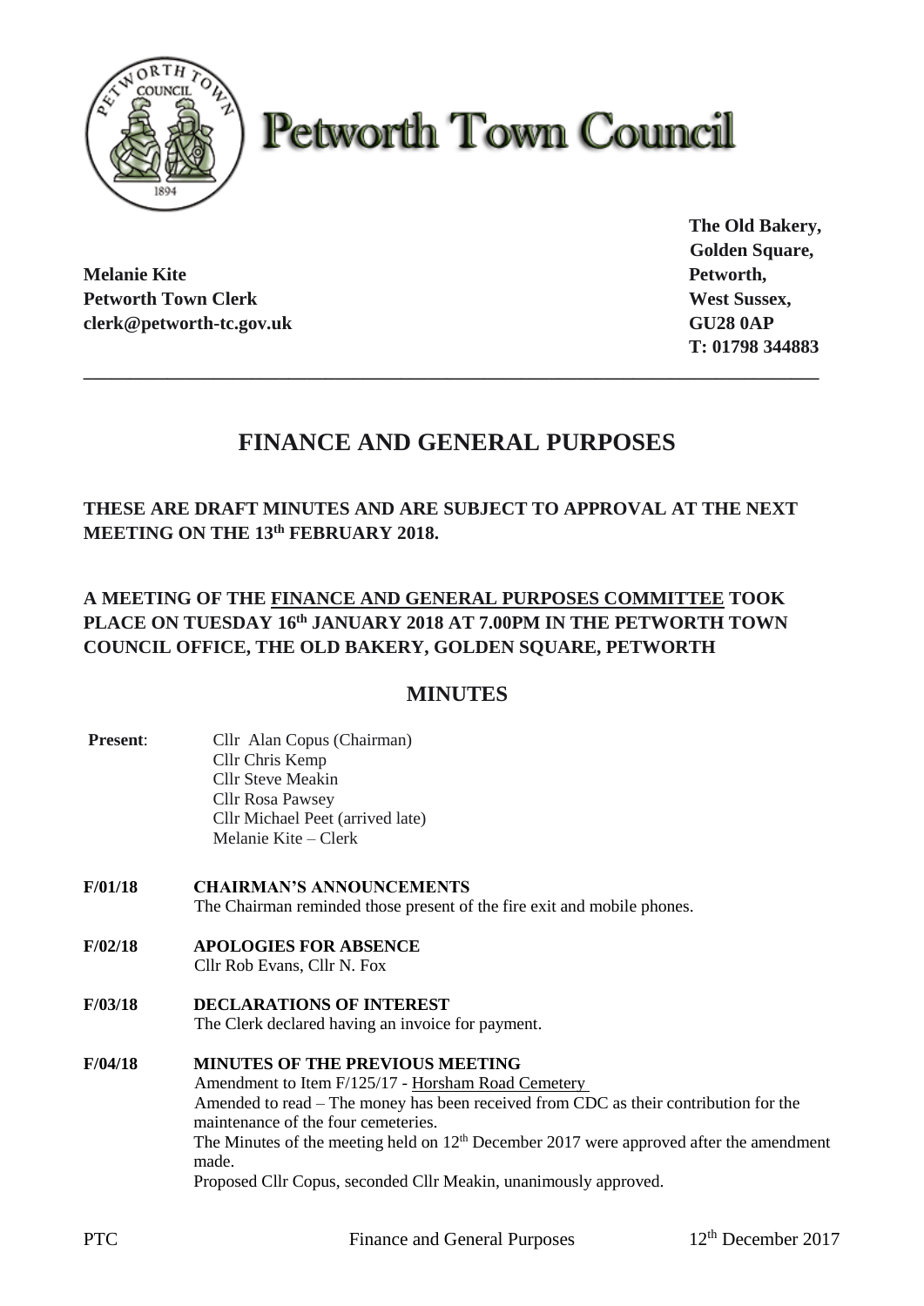# Petworth Town Council

**Melanie Kite**
**Petworth Town Clerk**
**clerk@petworth-tc.gov.uk**

**The Old Bakery,**
**Golden Square,**
**Petworth,**
**West Sussex,**
**GU28 0AP**
**T: 01798 344883**

---

## FINANCE AND GENERAL PURPOSES

**THESE ARE DRAFT MINUTES AND ARE SUBJECT TO APPROVAL AT THE NEXT MEETING ON THE 13th FEBRUARY 2018.**

**A MEETING OF THE FINANCE AND GENERAL PURPOSES COMMITTEE TOOK PLACE ON TUESDAY 16th JANUARY 2018 AT 7.00PM IN THE PETWORTH TOWN COUNCIL OFFICE, THE OLD BAKERY, GOLDEN SQUARE, PETWORTH**

## MINUTES

**Present**: Cllr Alan Copus (Chairman)
Cllr Chris Kemp
Cllr Steve Meakin
Cllr Rosa Pawsey
Cllr Michael Peet (arrived late)
Melanie Kite – Clerk

**F/01/18 CHAIRMAN'S ANNOUNCEMENTS**
The Chairman reminded those present of the fire exit and mobile phones.

**F/02/18 APOLOGIES FOR ABSENCE**
Cllr Rob Evans, Cllr N. Fox

**F/03/18 DECLARATIONS OF INTEREST**
The Clerk declared having an invoice for payment.

**F/04/18 MINUTES OF THE PREVIOUS MEETING**
Amendment to Item F/125/17 - Horsham Road Cemetery
Amended to read – The money has been received from CDC as their contribution for the maintenance of the four cemeteries.
The Minutes of the meeting held on 12th December 2017 were approved after the amendment made.
Proposed Cllr Copus, seconded Cllr Meakin, unanimously approved.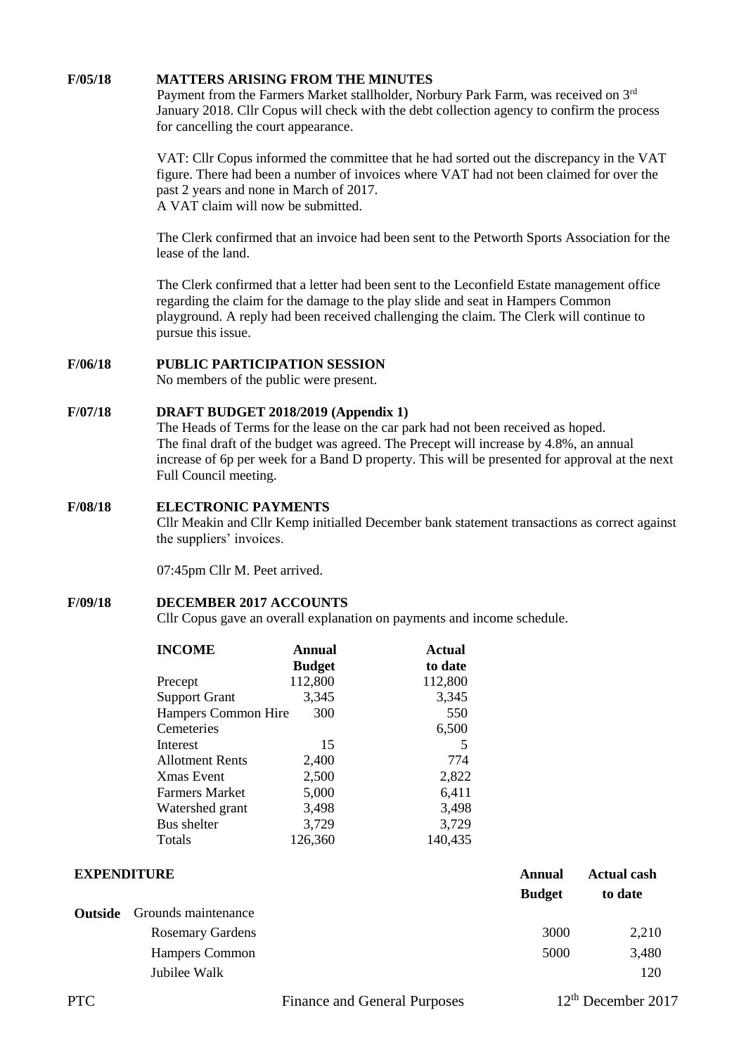**F/05/18 MATTERS ARISING FROM THE MINUTES**

Payment from the Farmers Market stallholder, Norbury Park Farm, was received on 3rd January 2018. Cllr Copus will check with the debt collection agency to confirm the process for cancelling the court appearance.

VAT: Cllr Copus informed the committee that he had sorted out the discrepancy in the VAT figure. There had been a number of invoices where VAT had not been claimed for over the past 2 years and none in March of 2017.
A VAT claim will now be submitted.

The Clerk confirmed that an invoice had been sent to the Petworth Sports Association for the lease of the land.

The Clerk confirmed that a letter had been sent to the Leconfield Estate management office regarding the claim for the damage to the play slide and seat in Hampers Common playground. A reply had been received challenging the claim. The Clerk will continue to pursue this issue.

**F/06/18 PUBLIC PARTICIPATION SESSION**

No members of the public were present.

**F/07/18 DRAFT BUDGET 2018/2019 (Appendix 1)**

The Heads of Terms for the lease on the car park had not been received as hoped.
The final draft of the budget was agreed. The Precept will increase by 4.8%, an annual increase of 6p per week for a Band D property. This will be presented for approval at the next Full Council meeting.

**F/08/18 ELECTRONIC PAYMENTS**

Cllr Meakin and Cllr Kemp initialled December bank statement transactions as correct against the suppliers' invoices.

07:45pm Cllr M. Peet arrived.

**F/09/18 DECEMBER 2017 ACCOUNTS**

Cllr Copus gave an overall explanation on payments and income schedule.

| **INCOME** | **Annual Budget** | **Actual to date** |
|---|---|---|
| Precept | 112,800 | 112,800 |
| Support Grant | 3,345 | 3,345 |
| Hampers Common Hire | 300 | 550 |
| Cemeteries | | 6,500 |
| Interest | 15 | 5 |
| Allotment Rents | 2,400 | 774 |
| Xmas Event | 2,500 | 2,822 |
| Farmers Market | 5,000 | 6,411 |
| Watershed grant | 3,498 | 3,498 |
| Bus shelter | 3,729 | 3,729 |
| Totals | 126,360 | 140,435 |

| **EXPENDITURE** | | **Annual Budget** | **Actual cash to date** |
|---|---|---|---|
| **Outside** | Grounds maintenance | | |
| | Rosemary Gardens | 3000 | 2,210 |
| | Hampers Common | 5000 | 3,480 |
| | Jubilee Walk | | 120 |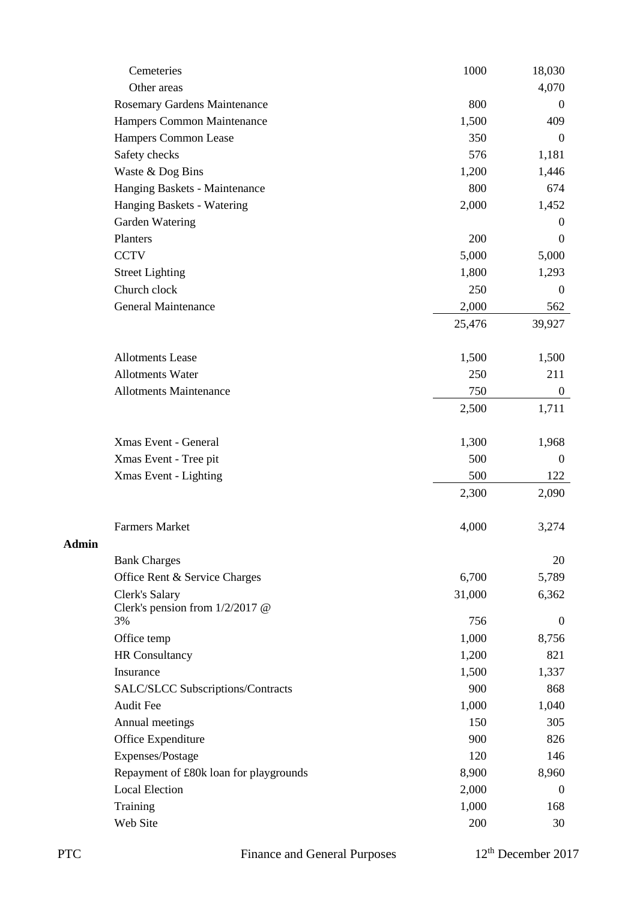| | | |
|---|---|---|
| Cemeteries | 1000 | 18,030 |
| Other areas | | 4,070 |
| Rosemary Gardens Maintenance | 800 | 0 |
| Hampers Common Maintenance | 1,500 | 409 |
| Hampers Common Lease | 350 | 0 |
| Safety checks | 576 | 1,181 |
| Waste & Dog Bins | 1,200 | 1,446 |
| Hanging Baskets - Maintenance | 800 | 674 |
| Hanging Baskets - Watering | 2,000 | 1,452 |
| Garden Watering | | 0 |
| Planters | 200 | 0 |
| CCTV | 5,000 | 5,000 |
| Street Lighting | 1,800 | 1,293 |
| Church clock | 250 | 0 |
| General Maintenance | 2,000 | 562 |
| | 25,476 | 39,927 |
| | | |
| Allotments Lease | 1,500 | 1,500 |
| Allotments Water | 250 | 211 |
| Allotments Maintenance | 750 | 0 |
| | 2,500 | 1,711 |
| | | |
| Xmas Event - General | 1,300 | 1,968 |
| Xmas Event - Tree pit | 500 | 0 |
| Xmas Event - Lighting | 500 | 122 |
| | 2,300 | 2,090 |
| | | |
| Farmers Market | 4,000 | 3,274 |
| **Admin** | | |
| Bank Charges | | 20 |
| Office Rent & Service Charges | 6,700 | 5,789 |
| Clerk's Salary | 31,000 | 6,362 |
| Clerk's pension from 1/2/2017 @ 3% | 756 | 0 |
| Office temp | 1,000 | 8,756 |
| HR Consultancy | 1,200 | 821 |
| Insurance | 1,500 | 1,337 |
| SALC/SLCC Subscriptions/Contracts | 900 | 868 |
| Audit Fee | 1,000 | 1,040 |
| Annual meetings | 150 | 305 |
| Office Expenditure | 900 | 826 |
| Expenses/Postage | 120 | 146 |
| Repayment of £80k loan for playgrounds | 8,900 | 8,960 |
| Local Election | 2,000 | 0 |
| Training | 1,000 | 168 |
| Web Site | 200 | 30 |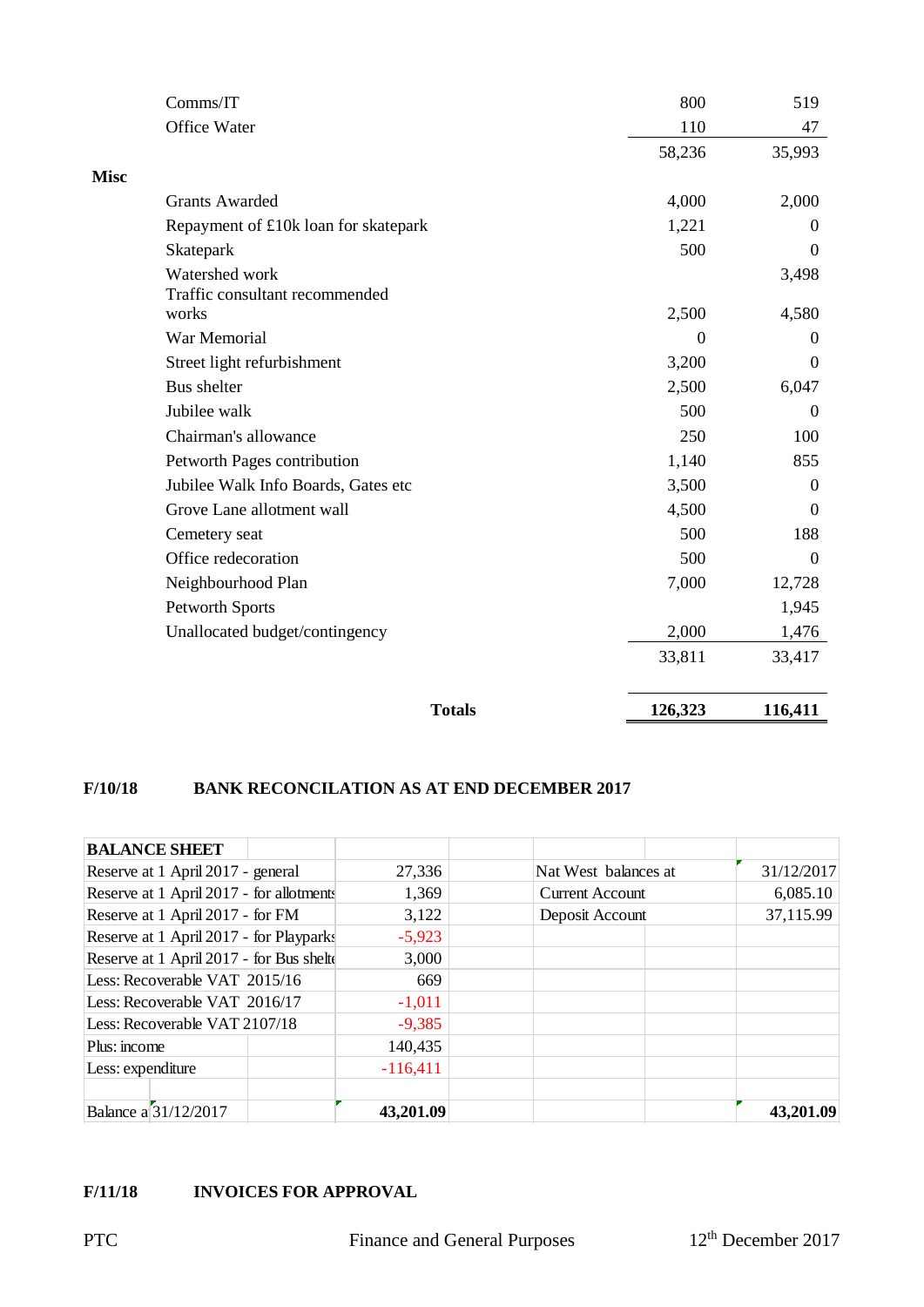| | | | |
|---|---|---|---|
| | Comms/IT | 800 | 519 |
| | Office Water | 110 | 47 |
| | | 58,236 | 35,993 |
| **Misc** | | | |
| | Grants Awarded | 4,000 | 2,000 |
| | Repayment of £10k loan for skatepark | 1,221 | 0 |
| | Skatepark | 500 | 0 |
| | Watershed work | | 3,498 |
| | Traffic consultant recommended works | 2,500 | 4,580 |
| | War Memorial | 0 | 0 |
| | Street light refurbishment | 3,200 | 0 |
| | Bus shelter | 2,500 | 6,047 |
| | Jubilee walk | 500 | 0 |
| | Chairman's allowance | 250 | 100 |
| | Petworth Pages contribution | 1,140 | 855 |
| | Jubilee Walk Info Boards, Gates etc | 3,500 | 0 |
| | Grove Lane allotment wall | 4,500 | 0 |
| | Cemetery seat | 500 | 188 |
| | Office redecoration | 500 | 0 |
| | Neighbourhood Plan | 7,000 | 12,728 |
| | Petworth Sports | | 1,945 |
| | Unallocated budget/contingency | 2,000 | 1,476 |
| | | 33,811 | 33,417 |
| | **Totals** | **126,323** | **116,411** |

**F/10/18 BANK RECONCILATION AS AT END DECEMBER 2017**

| **BALANCE SHEET** | | | |
|---|---|---|---|
| Reserve at 1 April 2017 - general | 27,336 | Nat West balances at | 31/12/2017 |
| Reserve at 1 April 2017 - for allotments | 1,369 | Current Account | 6,085.10 |
| Reserve at 1 April 2017 - for FM | 3,122 | Deposit Account | 37,115.99 |
| Reserve at 1 April 2017 - for Playparks | -5,923 | | |
| Reserve at 1 April 2017 - for Bus shelte | 3,000 | | |
| Less: Recoverable VAT 2015/16 | 669 | | |
| Less: Recoverable VAT 2016/17 | -1,011 | | |
| Less: Recoverable VAT 2107/18 | -9,385 | | |
| Plus: income | 140,435 | | |
| Less: expenditure | -116,411 | | |
| | | | |
| Balance a 31/12/2017 | **43,201.09** | | **43,201.09** |

**F/11/18 INVOICES FOR APPROVAL**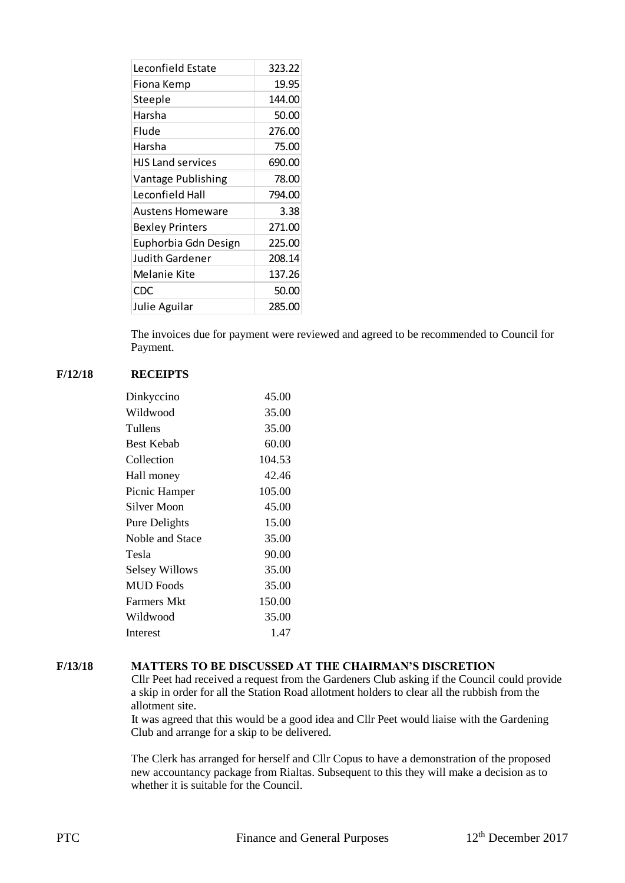| Leconfield Estate | 323.22 |
|---|---|
| Fiona Kemp | 19.95 |
| Steeple | 144.00 |
| Harsha | 50.00 |
| Flude | 276.00 |
| Harsha | 75.00 |
| HJS Land services | 690.00 |
| Vantage Publishing | 78.00 |
| Leconfield Hall | 794.00 |
| Austens Homeware | 3.38 |
| Bexley Printers | 271.00 |
| Euphorbia Gdn Design | 225.00 |
| Judith Gardener | 208.14 |
| Melanie Kite | 137.26 |
| CDC | 50.00 |
| Julie Aguilar | 285.00 |

The invoices due for payment were reviewed and agreed to be recommended to Council for Payment.

**F/12/18 RECEIPTS**

| Dinkyccino | 45.00 |
|---|---|
| Wildwood | 35.00 |
| Tullens | 35.00 |
| Best Kebab | 60.00 |
| Collection | 104.53 |
| Hall money | 42.46 |
| Picnic Hamper | 105.00 |
| Silver Moon | 45.00 |
| Pure Delights | 15.00 |
| Noble and Stace | 35.00 |
| Tesla | 90.00 |
| Selsey Willows | 35.00 |
| MUD Foods | 35.00 |
| Farmers Mkt | 150.00 |
| Wildwood | 35.00 |
| Interest | 1.47 |

**F/13/18 MATTERS TO BE DISCUSSED AT THE CHAIRMAN'S DISCRETION**

Cllr Peet had received a request from the Gardeners Club asking if the Council could provide a skip in order for all the Station Road allotment holders to clear all the rubbish from the allotment site.

It was agreed that this would be a good idea and Cllr Peet would liaise with the Gardening Club and arrange for a skip to be delivered.

The Clerk has arranged for herself and Cllr Copus to have a demonstration of the proposed new accountancy package from Rialtas. Subsequent to this they will make a decision as to whether it is suitable for the Council.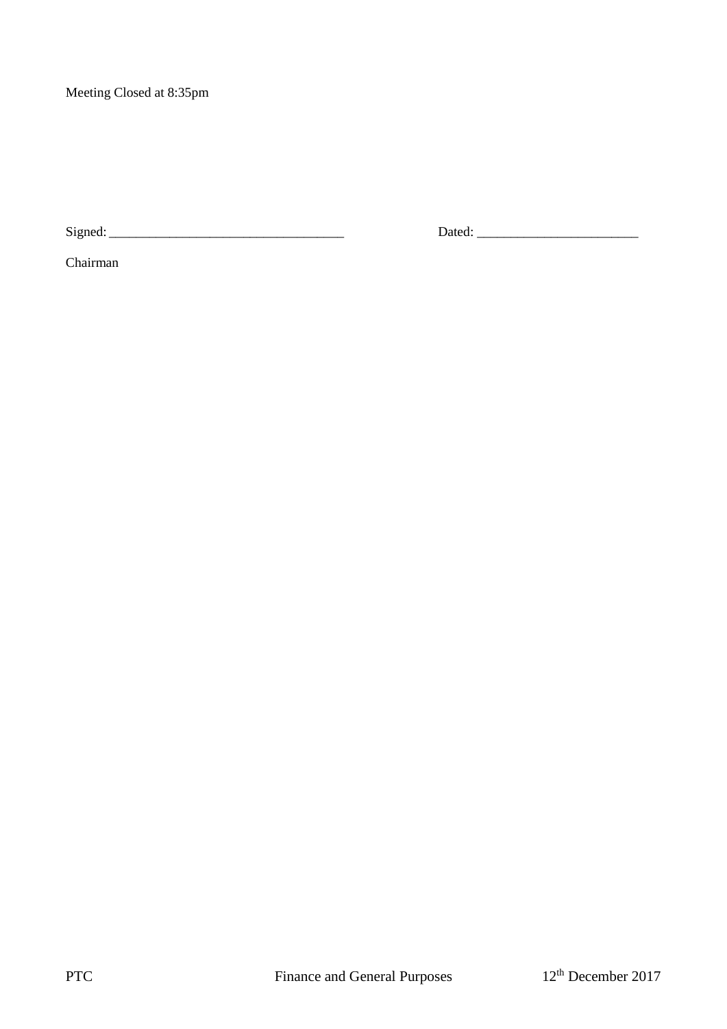Meeting Closed at 8:35pm

Signed: ___________________________________ Dated: ________________________

Chairman